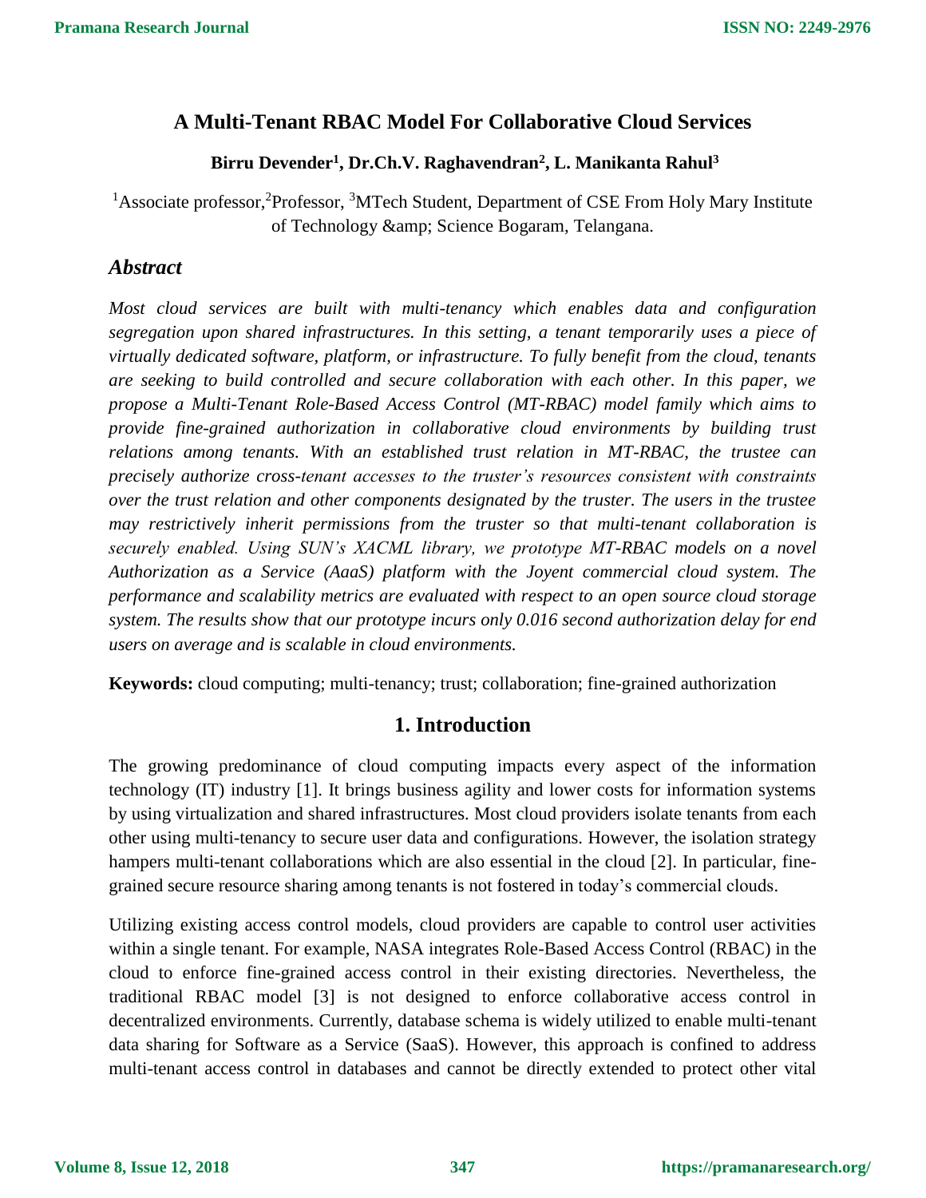# A Multi-Tenant RBAC Model For Collaborative Cloud Services

**Birru Devender[1], Dr.Ch.V. Raghavendran[2], L. Manikanta Rahul[3]**

[1]Associate professor,[2]Professor, [3]MTech Student, Department of CSE From Holy Mary Institute of Technology &amp; Science Bogaram, Telangana.

## *Abstract*

*Most cloud services are built with multi-tenancy which enables data and configuration segregation upon shared infrastructures. In this setting, a tenant temporarily uses a piece of virtually dedicated software, platform, or infrastructure. To fully benefit from the cloud, tenants are seeking to build controlled and secure collaboration with each other. In this paper, we propose a Multi-Tenant Role-Based Access Control (MT-RBAC) model family which aims to provide fine-grained authorization in collaborative cloud environments by building trust relations among tenants. With an established trust relation in MT-RBAC, the trustee can precisely authorize cross-tenant accesses to the truster's resources consistent with constraints over the trust relation and other components designated by the truster. The users in the trustee may restrictively inherit permissions from the truster so that multi-tenant collaboration is securely enabled. Using SUN's XACML library, we prototype MT-RBAC models on a novel Authorization as a Service (AaaS) platform with the Joyent commercial cloud system. The performance and scalability metrics are evaluated with respect to an open source cloud storage system. The results show that our prototype incurs only 0.016 second authorization delay for end users on average and is scalable in cloud environments.*

**Keywords:** cloud computing; multi-tenancy; trust; collaboration; fine-grained authorization

## 1. Introduction

The growing predominance of cloud computing impacts every aspect of the information technology (IT) industry [1]. It brings business agility and lower costs for information systems by using virtualization and shared infrastructures. Most cloud providers isolate tenants from each other using multi-tenancy to secure user data and configurations. However, the isolation strategy hampers multi-tenant collaborations which are also essential in the cloud [2]. In particular, fine-grained secure resource sharing among tenants is not fostered in today's commercial clouds.

Utilizing existing access control models, cloud providers are capable to control user activities within a single tenant. For example, NASA integrates Role-Based Access Control (RBAC) in the cloud to enforce fine-grained access control in their existing directories. Nevertheless, the traditional RBAC model [3] is not designed to enforce collaborative access control in decentralized environments. Currently, database schema is widely utilized to enable multi-tenant data sharing for Software as a Service (SaaS). However, this approach is confined to address multi-tenant access control in databases and cannot be directly extended to protect other vital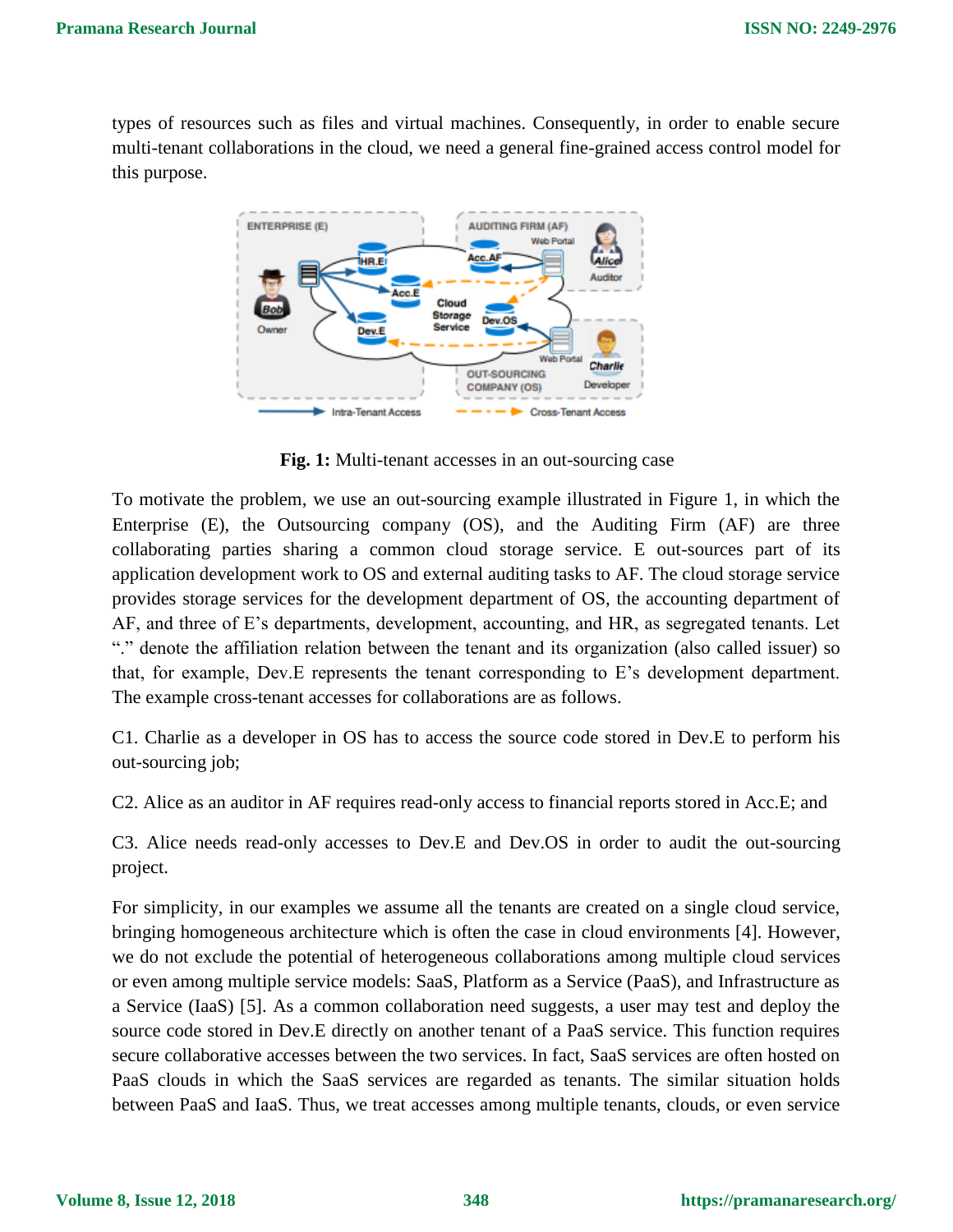types of resources such as files and virtual machines. Consequently, in order to enable secure multi-tenant collaborations in the cloud, we need a general fine-grained access control model for this purpose.

**Fig. 1:** Multi-tenant accesses in an out-sourcing case

To motivate the problem, we use an out-sourcing example illustrated in Figure 1, in which the Enterprise (E), the Outsourcing company (OS), and the Auditing Firm (AF) are three collaborating parties sharing a common cloud storage service. E out-sources part of its application development work to OS and external auditing tasks to AF. The cloud storage service provides storage services for the development department of OS, the accounting department of AF, and three of E's departments, development, accounting, and HR, as segregated tenants. Let "." denote the affiliation relation between the tenant and its organization (also called issuer) so that, for example, Dev.E represents the tenant corresponding to E's development department. The example cross-tenant accesses for collaborations are as follows.

C1. Charlie as a developer in OS has to access the source code stored in Dev.E to perform his out-sourcing job;

C2. Alice as an auditor in AF requires read-only access to financial reports stored in Acc.E; and

C3. Alice needs read-only accesses to Dev.E and Dev.OS in order to audit the out-sourcing project.

For simplicity, in our examples we assume all the tenants are created on a single cloud service, bringing homogeneous architecture which is often the case in cloud environments [4]. However, we do not exclude the potential of heterogeneous collaborations among multiple cloud services or even among multiple service models: SaaS, Platform as a Service (PaaS), and Infrastructure as a Service (IaaS) [5]. As a common collaboration need suggests, a user may test and deploy the source code stored in Dev.E directly on another tenant of a PaaS service. This function requires secure collaborative accesses between the two services. In fact, SaaS services are often hosted on PaaS clouds in which the SaaS services are regarded as tenants. The similar situation holds between PaaS and IaaS. Thus, we treat accesses among multiple tenants, clouds, or even service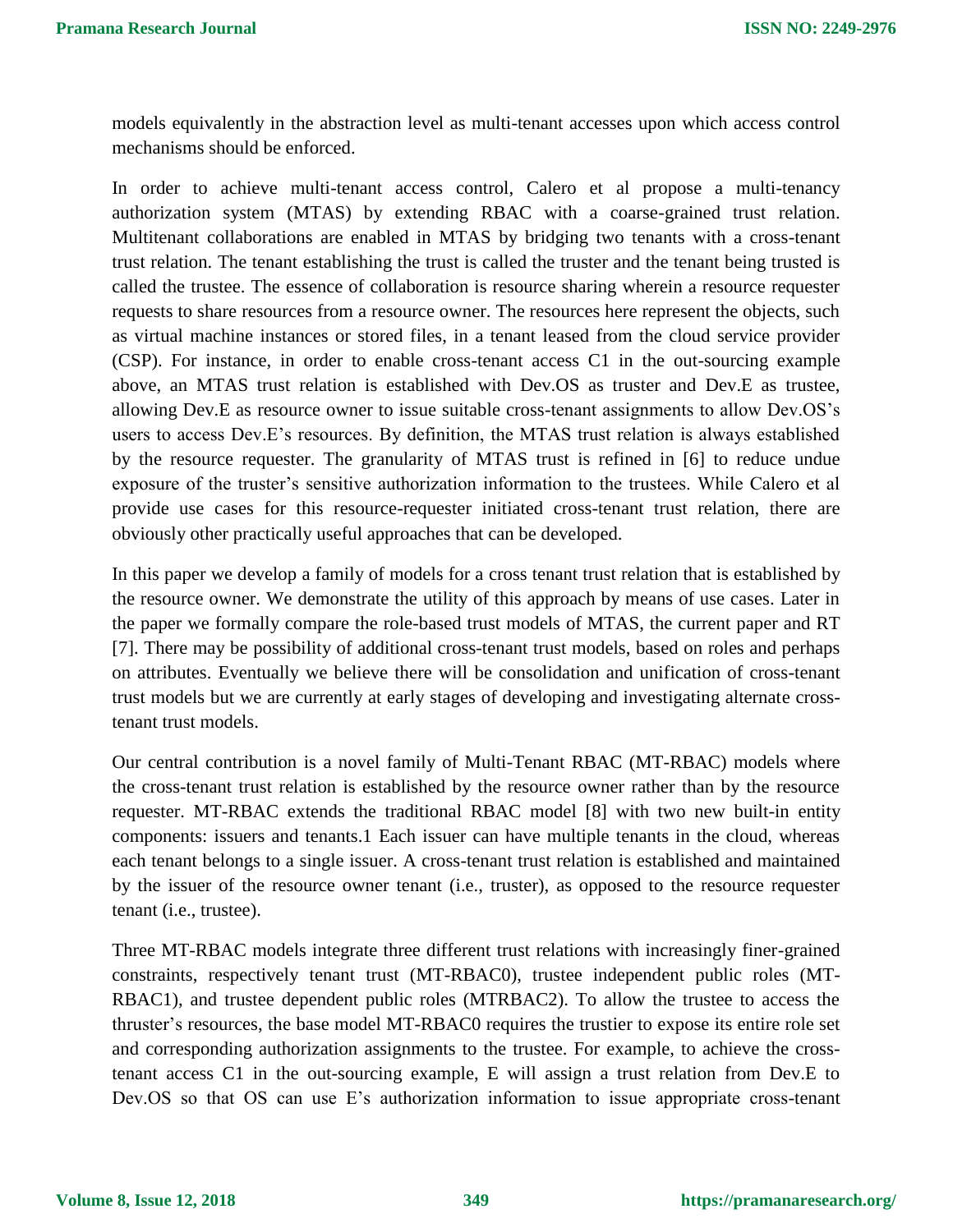models equivalently in the abstraction level as multi-tenant accesses upon which access control mechanisms should be enforced.

In order to achieve multi-tenant access control, Calero et al propose a multi-tenancy authorization system (MTAS) by extending RBAC with a coarse-grained trust relation. Multitenant collaborations are enabled in MTAS by bridging two tenants with a cross-tenant trust relation. The tenant establishing the trust is called the truster and the tenant being trusted is called the trustee. The essence of collaboration is resource sharing wherein a resource requester requests to share resources from a resource owner. The resources here represent the objects, such as virtual machine instances or stored files, in a tenant leased from the cloud service provider (CSP). For instance, in order to enable cross-tenant access C1 in the out-sourcing example above, an MTAS trust relation is established with Dev.OS as truster and Dev.E as trustee, allowing Dev.E as resource owner to issue suitable cross-tenant assignments to allow Dev.OS's users to access Dev.E's resources. By definition, the MTAS trust relation is always established by the resource requester. The granularity of MTAS trust is refined in [6] to reduce undue exposure of the truster's sensitive authorization information to the trustees. While Calero et al provide use cases for this resource-requester initiated cross-tenant trust relation, there are obviously other practically useful approaches that can be developed.

In this paper we develop a family of models for a cross tenant trust relation that is established by the resource owner. We demonstrate the utility of this approach by means of use cases. Later in the paper we formally compare the role-based trust models of MTAS, the current paper and RT [7]. There may be possibility of additional cross-tenant trust models, based on roles and perhaps on attributes. Eventually we believe there will be consolidation and unification of cross-tenant trust models but we are currently at early stages of developing and investigating alternate cross-tenant trust models.

Our central contribution is a novel family of Multi-Tenant RBAC (MT-RBAC) models where the cross-tenant trust relation is established by the resource owner rather than by the resource requester. MT-RBAC extends the traditional RBAC model [8] with two new built-in entity components: issuers and tenants.1 Each issuer can have multiple tenants in the cloud, whereas each tenant belongs to a single issuer. A cross-tenant trust relation is established and maintained by the issuer of the resource owner tenant (i.e., truster), as opposed to the resource requester tenant (i.e., trustee).

Three MT-RBAC models integrate three different trust relations with increasingly finer-grained constraints, respectively tenant trust (MT-RBAC0), trustee independent public roles (MT-RBAC1), and trustee dependent public roles (MTRBAC2). To allow the trustee to access the thruster's resources, the base model MT-RBAC0 requires the trustier to expose its entire role set and corresponding authorization assignments to the trustee. For example, to achieve the cross-tenant access C1 in the out-sourcing example, E will assign a trust relation from Dev.E to Dev.OS so that OS can use E's authorization information to issue appropriate cross-tenant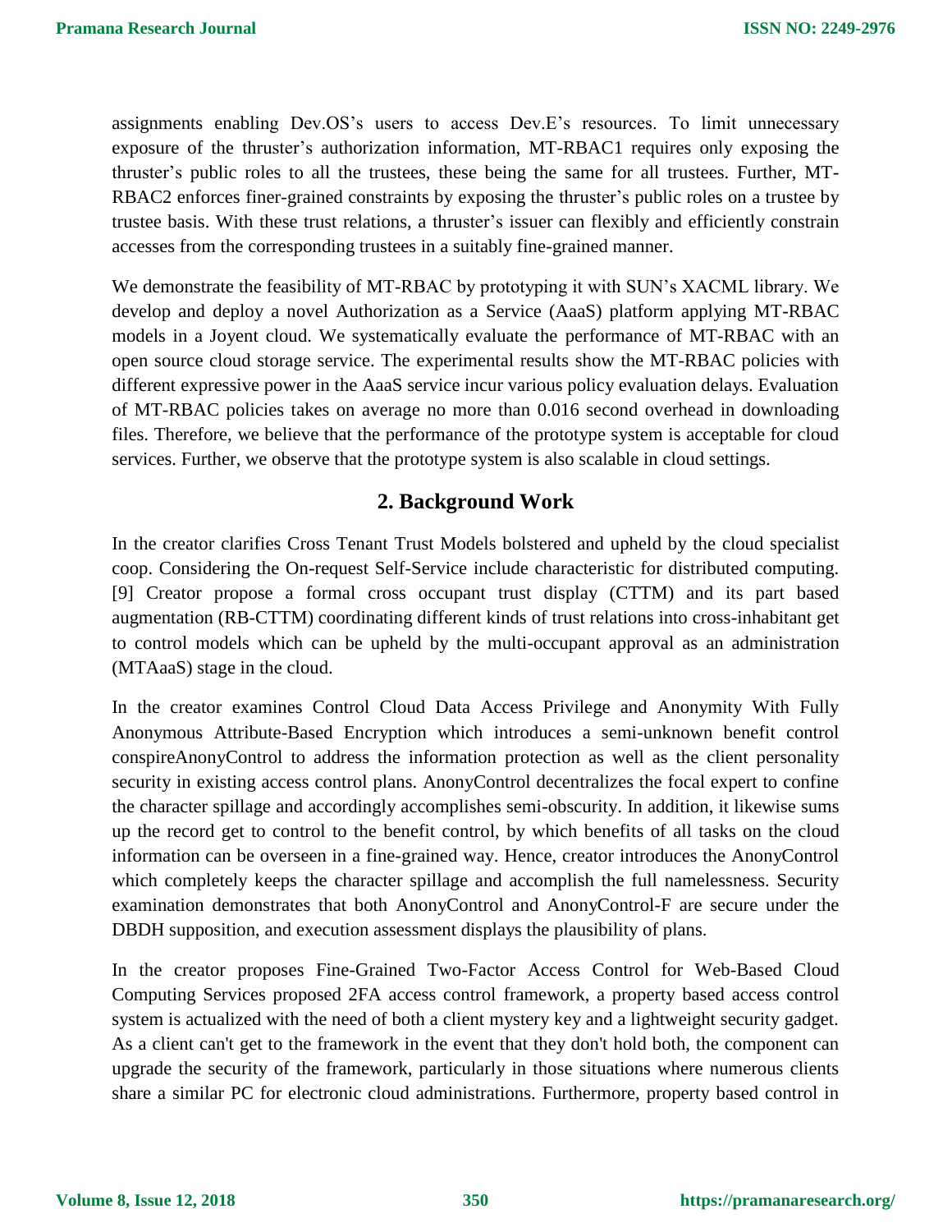assignments enabling Dev.OS's users to access Dev.E's resources. To limit unnecessary exposure of the thruster's authorization information, MT-RBAC1 requires only exposing the thruster's public roles to all the trustees, these being the same for all trustees. Further, MT-RBAC2 enforces finer-grained constraints by exposing the thruster's public roles on a trustee by trustee basis. With these trust relations, a thruster's issuer can flexibly and efficiently constrain accesses from the corresponding trustees in a suitably fine-grained manner.

We demonstrate the feasibility of MT-RBAC by prototyping it with SUN's XACML library. We develop and deploy a novel Authorization as a Service (AaaS) platform applying MT-RBAC models in a Joyent cloud. We systematically evaluate the performance of MT-RBAC with an open source cloud storage service. The experimental results show the MT-RBAC policies with different expressive power in the AaaS service incur various policy evaluation delays. Evaluation of MT-RBAC policies takes on average no more than 0.016 second overhead in downloading files. Therefore, we believe that the performance of the prototype system is acceptable for cloud services. Further, we observe that the prototype system is also scalable in cloud settings.

## 2. Background Work

In the creator clarifies Cross Tenant Trust Models bolstered and upheld by the cloud specialist coop. Considering the On-request Self-Service include characteristic for distributed computing. [9] Creator propose a formal cross occupant trust display (CTTM) and its part based augmentation (RB-CTTM) coordinating different kinds of trust relations into cross-inhabitant get to control models which can be upheld by the multi-occupant approval as an administration (MTAaaS) stage in the cloud.

In the creator examines Control Cloud Data Access Privilege and Anonymity With Fully Anonymous Attribute-Based Encryption which introduces a semi-unknown benefit control conspireAnonyControl to address the information protection as well as the client personality security in existing access control plans. AnonyControl decentralizes the focal expert to confine the character spillage and accordingly accomplishes semi-obscurity. In addition, it likewise sums up the record get to control to the benefit control, by which benefits of all tasks on the cloud information can be overseen in a fine-grained way. Hence, creator introduces the AnonyControl which completely keeps the character spillage and accomplish the full namelessness. Security examination demonstrates that both AnonyControl and AnonyControl-F are secure under the DBDH supposition, and execution assessment displays the plausibility of plans.

In the creator proposes Fine-Grained Two-Factor Access Control for Web-Based Cloud Computing Services proposed 2FA access control framework, a property based access control system is actualized with the need of both a client mystery key and a lightweight security gadget. As a client can't get to the framework in the event that they don't hold both, the component can upgrade the security of the framework, particularly in those situations where numerous clients share a similar PC for electronic cloud administrations. Furthermore, property based control in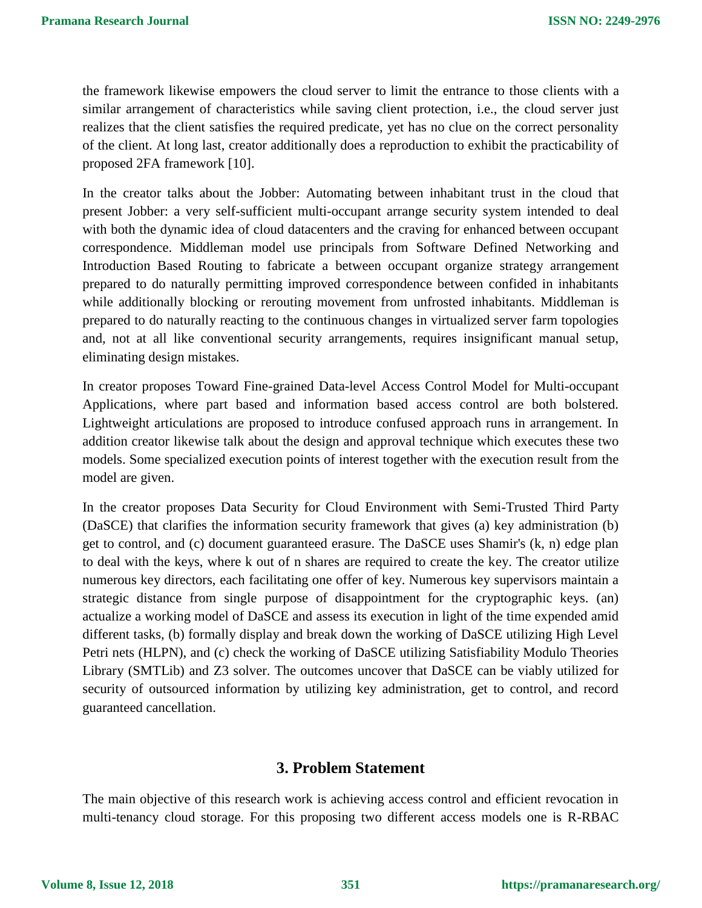the framework likewise empowers the cloud server to limit the entrance to those clients with a similar arrangement of characteristics while saving client protection, i.e., the cloud server just realizes that the client satisfies the required predicate, yet has no clue on the correct personality of the client. At long last, creator additionally does a reproduction to exhibit the practicability of proposed 2FA framework [10].

In the creator talks about the Jobber: Automating between inhabitant trust in the cloud that present Jobber: a very self-sufficient multi-occupant arrange security system intended to deal with both the dynamic idea of cloud datacenters and the craving for enhanced between occupant correspondence. Middleman model use principals from Software Defined Networking and Introduction Based Routing to fabricate a between occupant organize strategy arrangement prepared to do naturally permitting improved correspondence between confided in inhabitants while additionally blocking or rerouting movement from unfrosted inhabitants. Middleman is prepared to do naturally reacting to the continuous changes in virtualized server farm topologies and, not at all like conventional security arrangements, requires insignificant manual setup, eliminating design mistakes.

In creator proposes Toward Fine-grained Data-level Access Control Model for Multi-occupant Applications, where part based and information based access control are both bolstered. Lightweight articulations are proposed to introduce confused approach runs in arrangement. In addition creator likewise talk about the design and approval technique which executes these two models. Some specialized execution points of interest together with the execution result from the model are given.

In the creator proposes Data Security for Cloud Environment with Semi-Trusted Third Party (DaSCE) that clarifies the information security framework that gives (a) key administration (b) get to control, and (c) document guaranteed erasure. The DaSCE uses Shamir's (k, n) edge plan to deal with the keys, where k out of n shares are required to create the key. The creator utilize numerous key directors, each facilitating one offer of key. Numerous key supervisors maintain a strategic distance from single purpose of disappointment for the cryptographic keys. (an) actualize a working model of DaSCE and assess its execution in light of the time expended amid different tasks, (b) formally display and break down the working of DaSCE utilizing High Level Petri nets (HLPN), and (c) check the working of DaSCE utilizing Satisfiability Modulo Theories Library (SMTLib) and Z3 solver. The outcomes uncover that DaSCE can be viably utilized for security of outsourced information by utilizing key administration, get to control, and record guaranteed cancellation.

## 3. Problem Statement

The main objective of this research work is achieving access control and efficient revocation in multi-tenancy cloud storage. For this proposing two different access models one is R-RBAC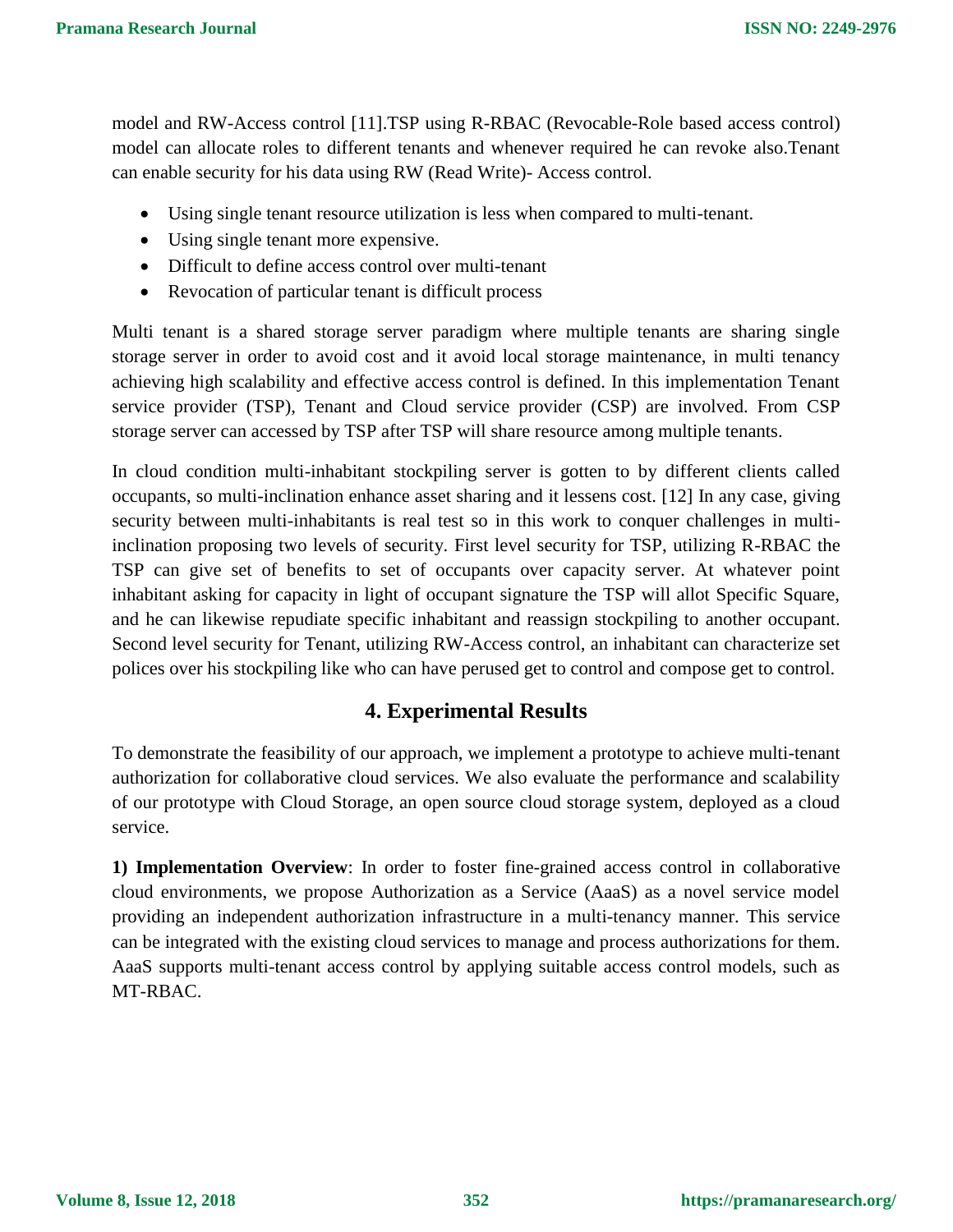model and RW-Access control [11].TSP using R-RBAC (Revocable-Role based access control) model can allocate roles to different tenants and whenever required he can revoke also.Tenant can enable security for his data using RW (Read Write)- Access control.

- Using single tenant resource utilization is less when compared to multi-tenant.
- Using single tenant more expensive.
- Difficult to define access control over multi-tenant
- Revocation of particular tenant is difficult process

Multi tenant is a shared storage server paradigm where multiple tenants are sharing single storage server in order to avoid cost and it avoid local storage maintenance, in multi tenancy achieving high scalability and effective access control is defined. In this implementation Tenant service provider (TSP), Tenant and Cloud service provider (CSP) are involved. From CSP storage server can accessed by TSP after TSP will share resource among multiple tenants.

In cloud condition multi-inhabitant stockpiling server is gotten to by different clients called occupants, so multi-inclination enhance asset sharing and it lessens cost. [12] In any case, giving security between multi-inhabitants is real test so in this work to conquer challenges in multi-inclination proposing two levels of security. First level security for TSP, utilizing R-RBAC the TSP can give set of benefits to set of occupants over capacity server. At whatever point inhabitant asking for capacity in light of occupant signature the TSP will allot Specific Square, and he can likewise repudiate specific inhabitant and reassign stockpiling to another occupant. Second level security for Tenant, utilizing RW-Access control, an inhabitant can characterize set polices over his stockpiling like who can have perused get to control and compose get to control.

## 4. Experimental Results

To demonstrate the feasibility of our approach, we implement a prototype to achieve multi-tenant authorization for collaborative cloud services. We also evaluate the performance and scalability of our prototype with Cloud Storage, an open source cloud storage system, deployed as a cloud service.

**1) Implementation Overview**: In order to foster fine-grained access control in collaborative cloud environments, we propose Authorization as a Service (AaaS) as a novel service model providing an independent authorization infrastructure in a multi-tenancy manner. This service can be integrated with the existing cloud services to manage and process authorizations for them. AaaS supports multi-tenant access control by applying suitable access control models, such as MT-RBAC.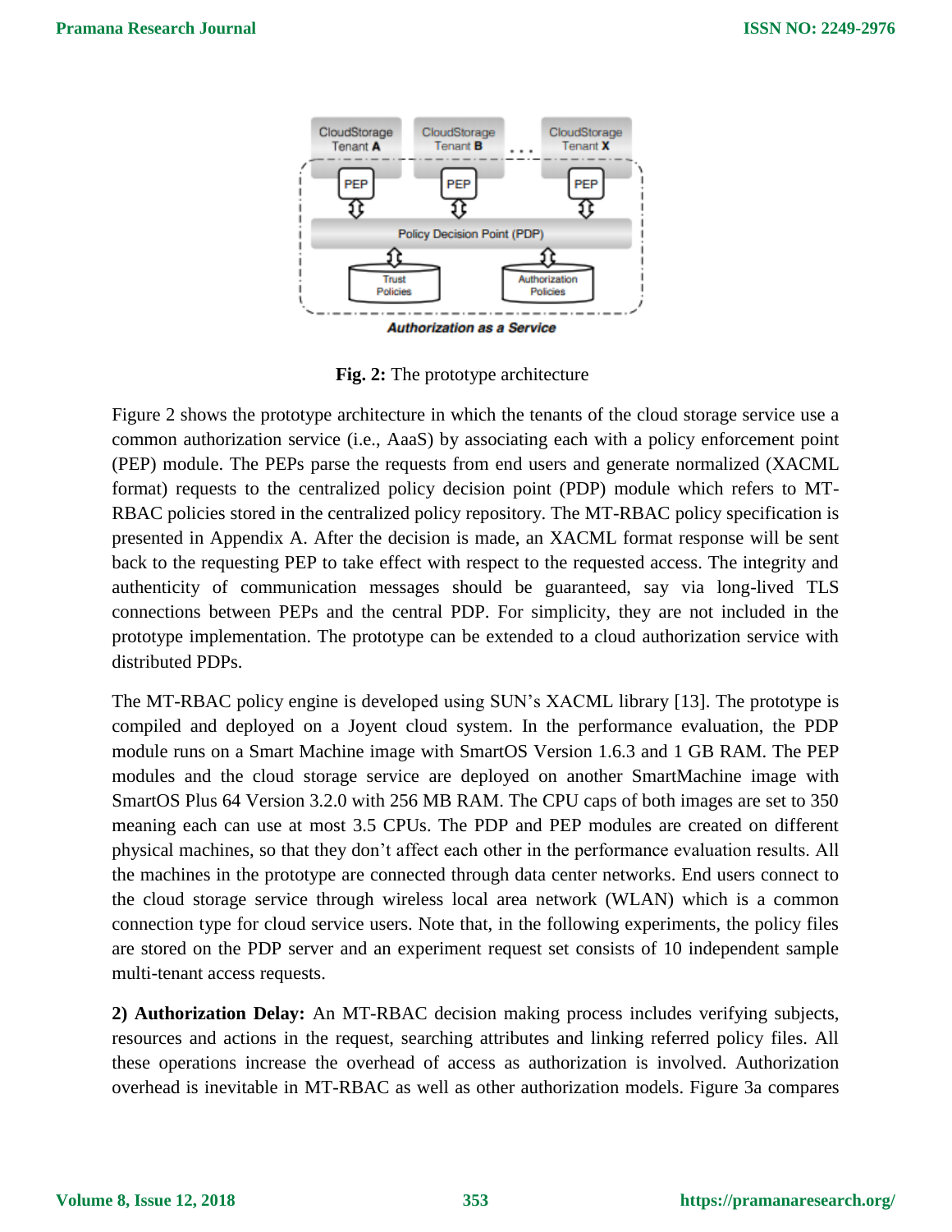**Fig. 2:** The prototype architecture

Figure 2 shows the prototype architecture in which the tenants of the cloud storage service use a common authorization service (i.e., AaaS) by associating each with a policy enforcement point (PEP) module. The PEPs parse the requests from end users and generate normalized (XACML format) requests to the centralized policy decision point (PDP) module which refers to MT-RBAC policies stored in the centralized policy repository. The MT-RBAC policy specification is presented in Appendix A. After the decision is made, an XACML format response will be sent back to the requesting PEP to take effect with respect to the requested access. The integrity and authenticity of communication messages should be guaranteed, say via long-lived TLS connections between PEPs and the central PDP. For simplicity, they are not included in the prototype implementation. The prototype can be extended to a cloud authorization service with distributed PDPs.

The MT-RBAC policy engine is developed using SUN's XACML library [13]. The prototype is compiled and deployed on a Joyent cloud system. In the performance evaluation, the PDP module runs on a Smart Machine image with SmartOS Version 1.6.3 and 1 GB RAM. The PEP modules and the cloud storage service are deployed on another SmartMachine image with SmartOS Plus 64 Version 3.2.0 with 256 MB RAM. The CPU caps of both images are set to 350 meaning each can use at most 3.5 CPUs. The PDP and PEP modules are created on different physical machines, so that they don't affect each other in the performance evaluation results. All the machines in the prototype are connected through data center networks. End users connect to the cloud storage service through wireless local area network (WLAN) which is a common connection type for cloud service users. Note that, in the following experiments, the policy files are stored on the PDP server and an experiment request set consists of 10 independent sample multi-tenant access requests.

**2) Authorization Delay:** An MT-RBAC decision making process includes verifying subjects, resources and actions in the request, searching attributes and linking referred policy files. All these operations increase the overhead of access as authorization is involved. Authorization overhead is inevitable in MT-RBAC as well as other authorization models. Figure 3a compares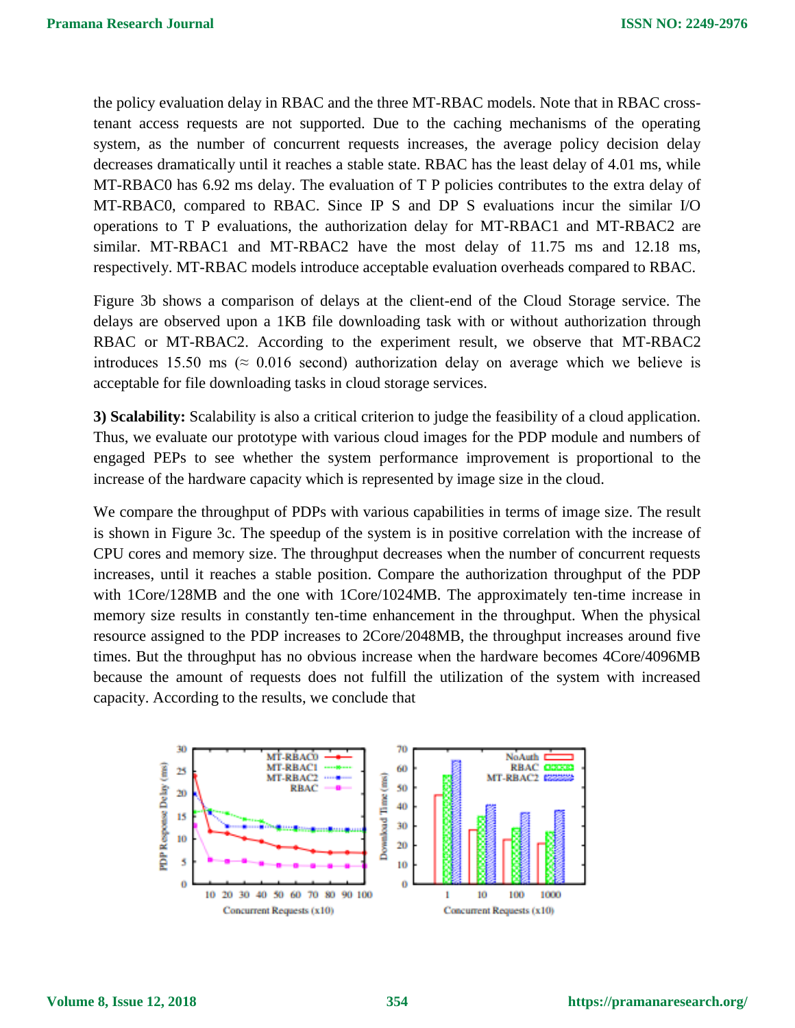the policy evaluation delay in RBAC and the three MT-RBAC models. Note that in RBAC cross-tenant access requests are not supported. Due to the caching mechanisms of the operating system, as the number of concurrent requests increases, the average policy decision delay decreases dramatically until it reaches a stable state. RBAC has the least delay of 4.01 ms, while MT-RBAC0 has 6.92 ms delay. The evaluation of T P policies contributes to the extra delay of MT-RBAC0, compared to RBAC. Since IP S and DP S evaluations incur the similar I/O operations to T P evaluations, the authorization delay for MT-RBAC1 and MT-RBAC2 are similar. MT-RBAC1 and MT-RBAC2 have the most delay of 11.75 ms and 12.18 ms, respectively. MT-RBAC models introduce acceptable evaluation overheads compared to RBAC.

Figure 3b shows a comparison of delays at the client-end of the Cloud Storage service. The delays are observed upon a 1KB file downloading task with or without authorization through RBAC or MT-RBAC2. According to the experiment result, we observe that MT-RBAC2 introduces 15.50 ms (≈ 0.016 second) authorization delay on average which we believe is acceptable for file downloading tasks in cloud storage services.

**3) Scalability:** Scalability is also a critical criterion to judge the feasibility of a cloud application. Thus, we evaluate our prototype with various cloud images for the PDP module and numbers of engaged PEPs to see whether the system performance improvement is proportional to the increase of the hardware capacity which is represented by image size in the cloud.

We compare the throughput of PDPs with various capabilities in terms of image size. The result is shown in Figure 3c. The speedup of the system is in positive correlation with the increase of CPU cores and memory size. The throughput decreases when the number of concurrent requests increases, until it reaches a stable position. Compare the authorization throughput of the PDP with 1Core/128MB and the one with 1Core/1024MB. The approximately ten-time increase in memory size results in constantly ten-time enhancement in the throughput. When the physical resource assigned to the PDP increases to 2Core/2048MB, the throughput increases around five times. But the throughput has no obvious increase when the hardware becomes 4Core/4096MB because the amount of requests does not fulfill the utilization of the system with increased capacity. According to the results, we conclude that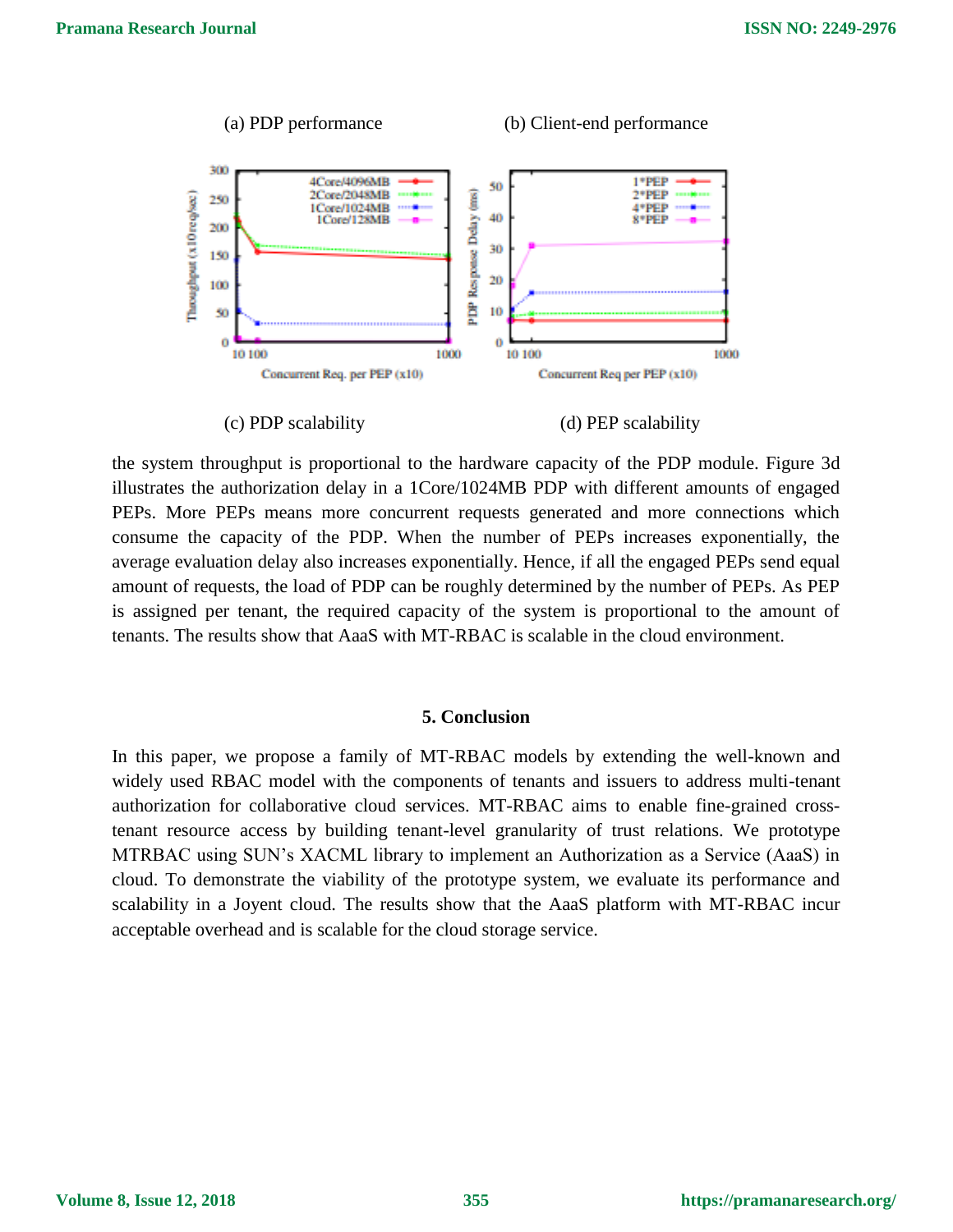(a) PDP performance (b) Client-end performance

(c) PDP scalability (d) PEP scalability

the system throughput is proportional to the hardware capacity of the PDP module. Figure 3d illustrates the authorization delay in a 1Core/1024MB PDP with different amounts of engaged PEPs. More PEPs means more concurrent requests generated and more connections which consume the capacity of the PDP. When the number of PEPs increases exponentially, the average evaluation delay also increases exponentially. Hence, if all the engaged PEPs send equal amount of requests, the load of PDP can be roughly determined by the number of PEPs. As PEP is assigned per tenant, the required capacity of the system is proportional to the amount of tenants. The results show that AaaS with MT-RBAC is scalable in the cloud environment.

## 5. Conclusion

In this paper, we propose a family of MT-RBAC models by extending the well-known and widely used RBAC model with the components of tenants and issuers to address multi-tenant authorization for collaborative cloud services. MT-RBAC aims to enable fine-grained cross-tenant resource access by building tenant-level granularity of trust relations. We prototype MTRBAC using SUN's XACML library to implement an Authorization as a Service (AaaS) in cloud. To demonstrate the viability of the prototype system, we evaluate its performance and scalability in a Joyent cloud. The results show that the AaaS platform with MT-RBAC incur acceptable overhead and is scalable for the cloud storage service.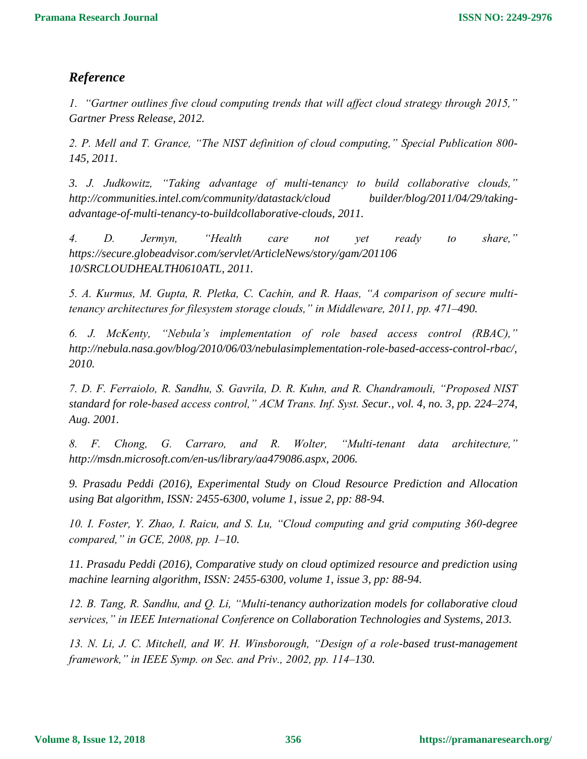## *Reference*

1. *"Gartner outlines five cloud computing trends that will affect cloud strategy through 2015," Gartner Press Release, 2012.*

2. *P. Mell and T. Grance, "The NIST definition of cloud computing," Special Publication 800-145, 2011.*

3. *J. Judkowitz, "Taking advantage of multi-tenancy to build collaborative clouds," http://communities.intel.com/community/datastack/cloud builder/blog/2011/04/29/taking-advantage-of-multi-tenancy-to-buildcollaborative-clouds, 2011.*

4. *D. Jermyn, "Health care not yet ready to share," https://secure.globeadvisor.com/servlet/ArticleNews/story/gam/201106 10/SRCLOUDHEALTH0610ATL, 2011.*

5. *A. Kurmus, M. Gupta, R. Pletka, C. Cachin, and R. Haas, "A comparison of secure multi-tenancy architectures for filesystem storage clouds," in Middleware, 2011, pp. 471–490.*

6. *J. McKenty, "Nebula's implementation of role based access control (RBAC)," http://nebula.nasa.gov/blog/2010/06/03/nebulasimplementation-role-based-access-control-rbac/, 2010.*

7. *D. F. Ferraiolo, R. Sandhu, S. Gavrila, D. R. Kuhn, and R. Chandramouli, "Proposed NIST standard for role-based access control," ACM Trans. Inf. Syst. Secur., vol. 4, no. 3, pp. 224–274, Aug. 2001.*

8. *F. Chong, G. Carraro, and R. Wolter, "Multi-tenant data architecture," http://msdn.microsoft.com/en-us/library/aa479086.aspx, 2006.*

9. *Prasadu Peddi (2016), Experimental Study on Cloud Resource Prediction and Allocation using Bat algorithm, ISSN: 2455-6300, volume 1, issue 2, pp: 88-94.*

10. *I. Foster, Y. Zhao, I. Raicu, and S. Lu, "Cloud computing and grid computing 360-degree compared," in GCE, 2008, pp. 1–10.*

11. *Prasadu Peddi (2016), Comparative study on cloud optimized resource and prediction using machine learning algorithm, ISSN: 2455-6300, volume 1, issue 3, pp: 88-94.*

12. *B. Tang, R. Sandhu, and Q. Li, "Multi-tenancy authorization models for collaborative cloud services," in IEEE International Conference on Collaboration Technologies and Systems, 2013.*

13. *N. Li, J. C. Mitchell, and W. H. Winsborough, "Design of a role-based trust-management framework," in IEEE Symp. on Sec. and Priv., 2002, pp. 114–130.*